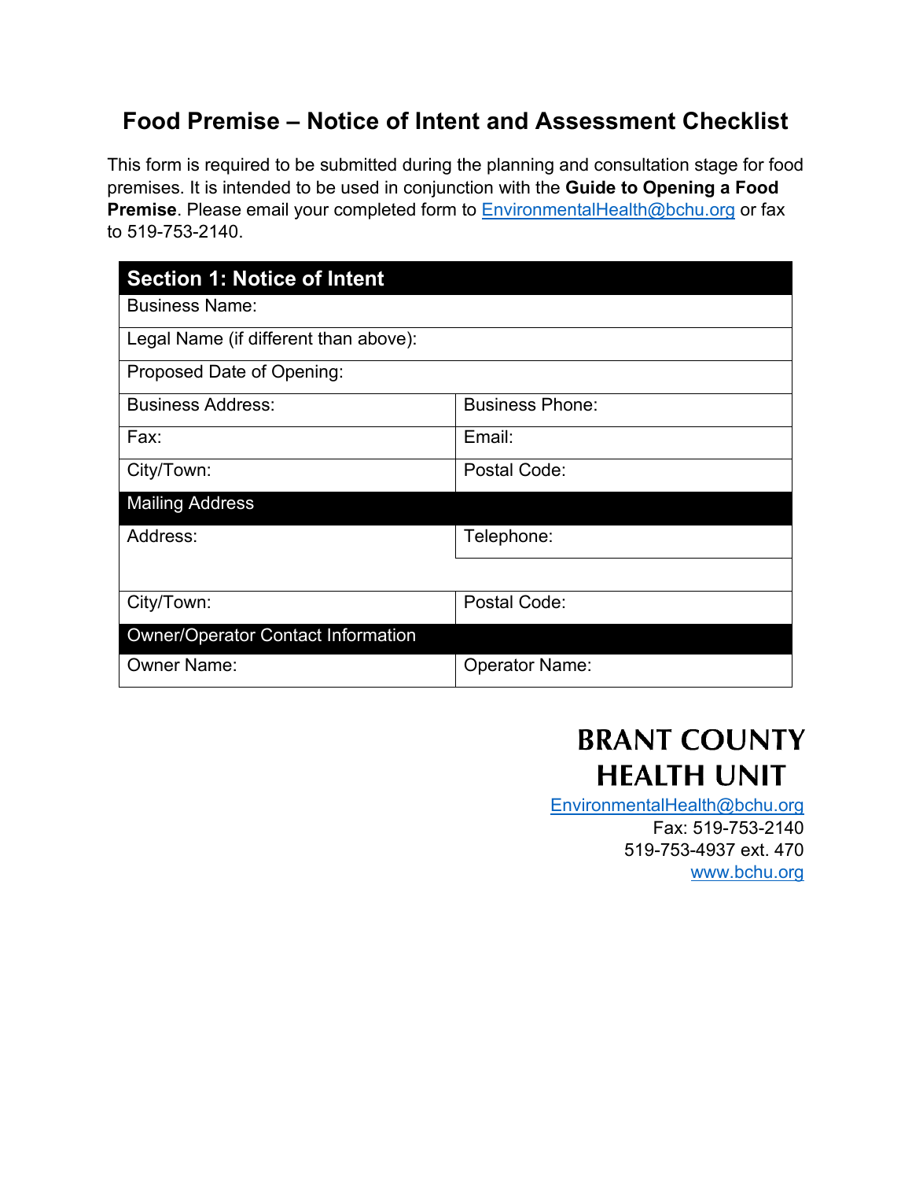# Food Premise – Notice of Intent and Assessment Checklist

This form is required to be submitted during the planning and consultation stage for food premises. It is intended to be used in conjunction with the **Guide to Opening a Food Premise**. Please email your completed form to EnvironmentalHealth@bchu.org or fax to 519-753-2140.

| Section 1: Notice of Intent | |
|---|---|
| Business Name: | |
| Legal Name (if different than above): | |
| Proposed Date of Opening: | |
| Business Address: | Business Phone: |
| Fax: | Email: |
| City/Town: | Postal Code: |
| **Mailing Address** | |
| Address: | Telephone: |
| | |
| City/Town: | Postal Code: |
| **Owner/Operator Contact Information** | |
| Owner Name: | Operator Name: |

**BRANT COUNTY HEALTH UNIT**

EnvironmentalHealth@bchu.org
Fax: 519-753-2140
519-753-4937 ext. 470
www.bchu.org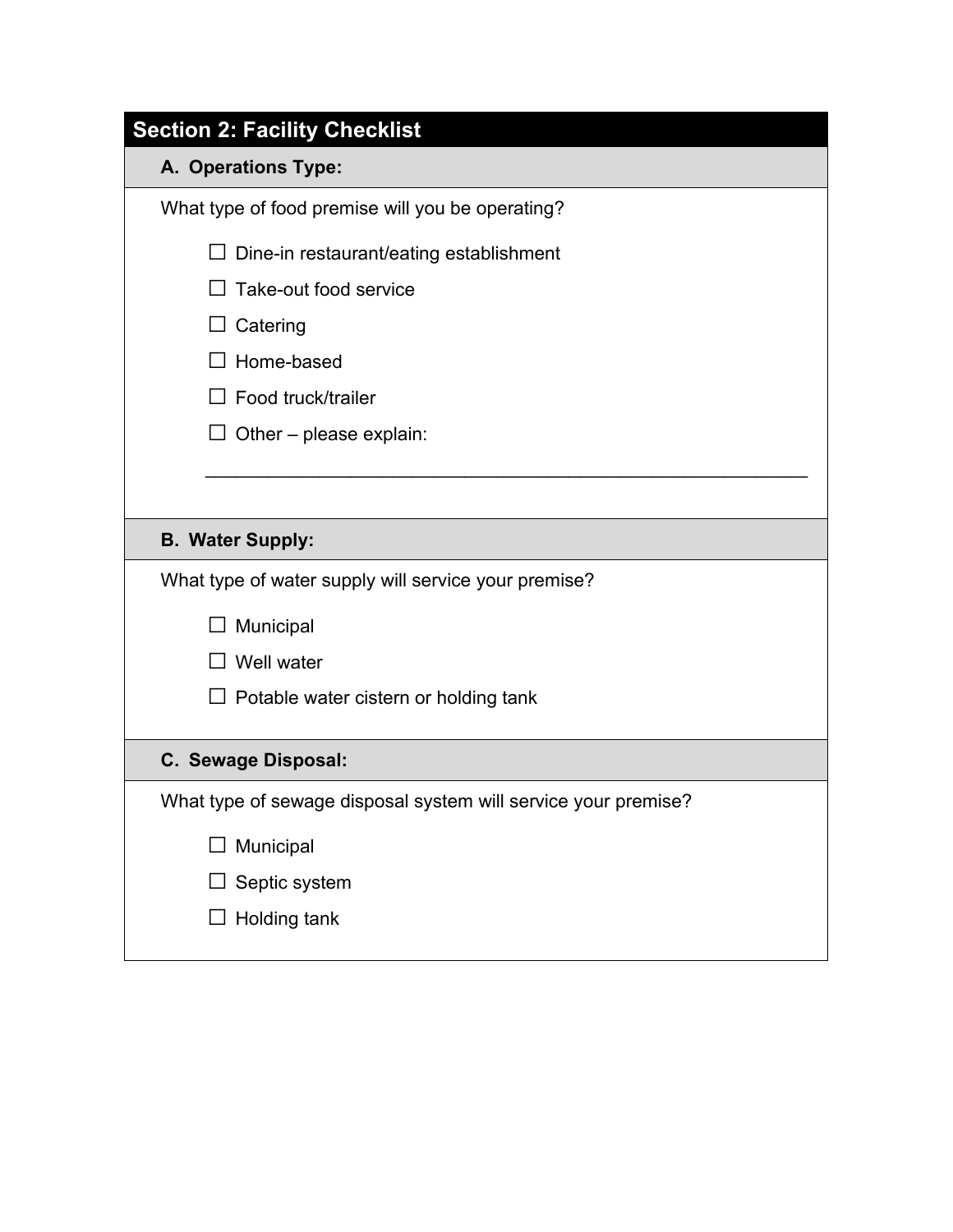## Section 2: Facility Checklist

### A. Operations Type:

What type of food premise will you be operating?

- ☐ Dine-in restaurant/eating establishment
- ☐ Take-out food service
- ☐ Catering
- ☐ Home-based
- ☐ Food truck/trailer
- ☐ Other – please explain:

______________________________________________________________

### B. Water Supply:

What type of water supply will service your premise?

- ☐ Municipal
- ☐ Well water
- ☐ Potable water cistern or holding tank

### C. Sewage Disposal:

What type of sewage disposal system will service your premise?

- ☐ Municipal
- ☐ Septic system
- ☐ Holding tank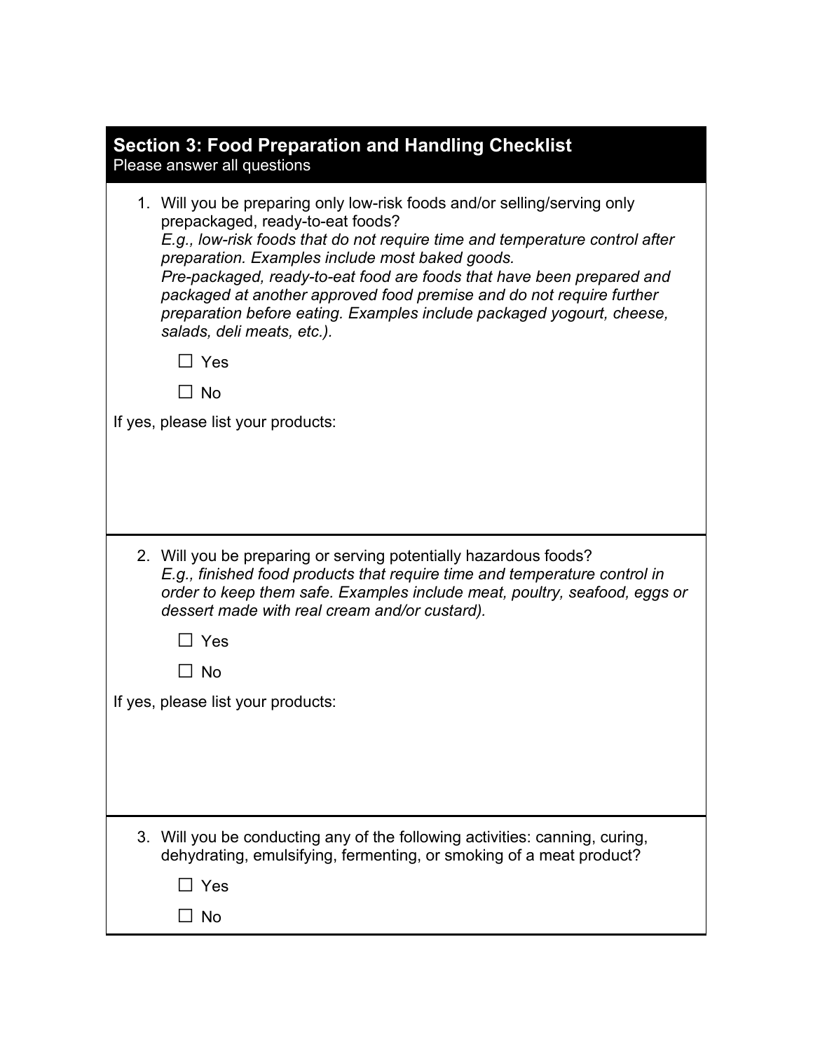## Section 3: Food Preparation and Handling Checklist

Please answer all questions

1. Will you be preparing only low-risk foods and/or selling/serving only prepackaged, ready-to-eat foods?
   *E.g., low-risk foods that do not require time and temperature control after preparation. Examples include most baked goods.*
   *Pre-packaged, ready-to-eat food are foods that have been prepared and packaged at another approved food premise and do not require further preparation before eating. Examples include packaged yogourt, cheese, salads, deli meats, etc.).*

   ☐ Yes

   ☐ No

If yes, please list your products:

2. Will you be preparing or serving potentially hazardous foods?
   *E.g., finished food products that require time and temperature control in order to keep them safe. Examples include meat, poultry, seafood, eggs or dessert made with real cream and/or custard).*

   ☐ Yes

   ☐ No

If yes, please list your products:

3. Will you be conducting any of the following activities: canning, curing, dehydrating, emulsifying, fermenting, or smoking of a meat product?

   ☐ Yes

   ☐ No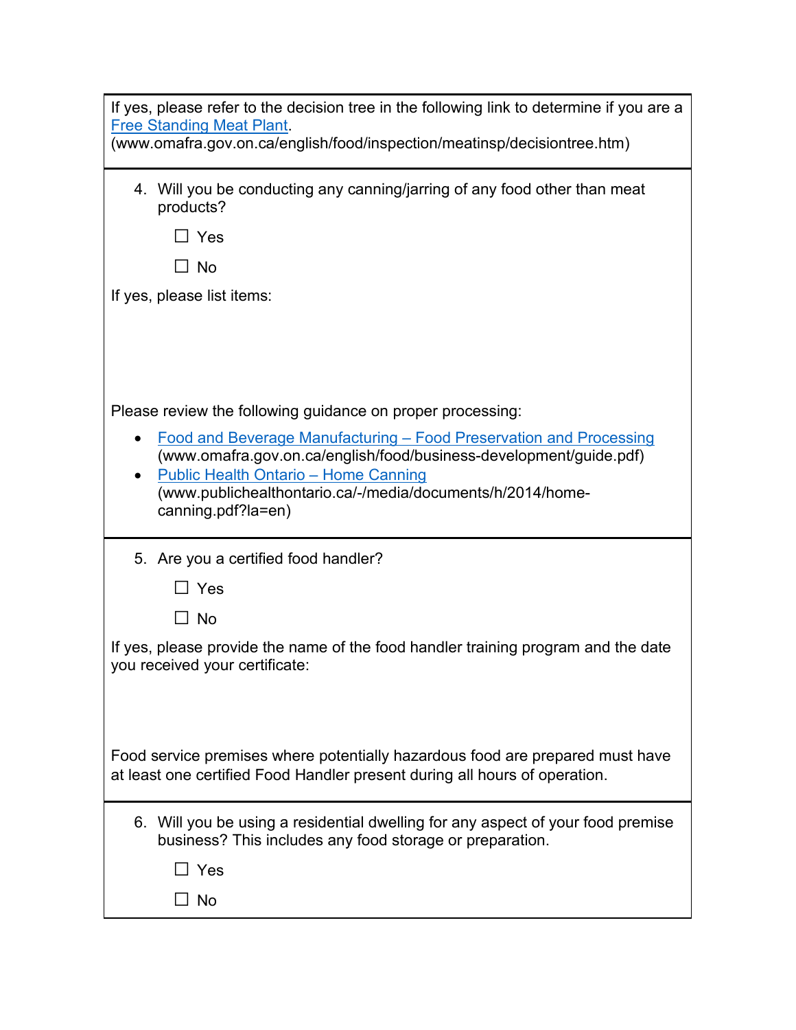If yes, please refer to the decision tree in the following link to determine if you are a [Free Standing Meat Plant](www.omafra.gov.on.ca/english/food/inspection/meatinsp/decisiontree.htm).
(www.omafra.gov.on.ca/english/food/inspection/meatinsp/decisiontree.htm)

4. Will you be conducting any canning/jarring of any food other than meat products?

   ☐ Yes

   ☐ No

If yes, please list items:

Please review the following guidance on proper processing:

- [Food and Beverage Manufacturing – Food Preservation and Processing](www.omafra.gov.on.ca/english/food/business-development/guide.pdf) (www.omafra.gov.on.ca/english/food/business-development/guide.pdf)
- [Public Health Ontario – Home Canning](www.publichealthontario.ca/-/media/documents/h/2014/home-canning.pdf?la=en) (www.publichealthontario.ca/-/media/documents/h/2014/home-canning.pdf?la=en)

5. Are you a certified food handler?

   ☐ Yes

   ☐ No

If yes, please provide the name of the food handler training program and the date you received your certificate:

Food service premises where potentially hazardous food are prepared must have at least one certified Food Handler present during all hours of operation.

6. Will you be using a residential dwelling for any aspect of your food premise business? This includes any food storage or preparation.

   ☐ Yes

   ☐ No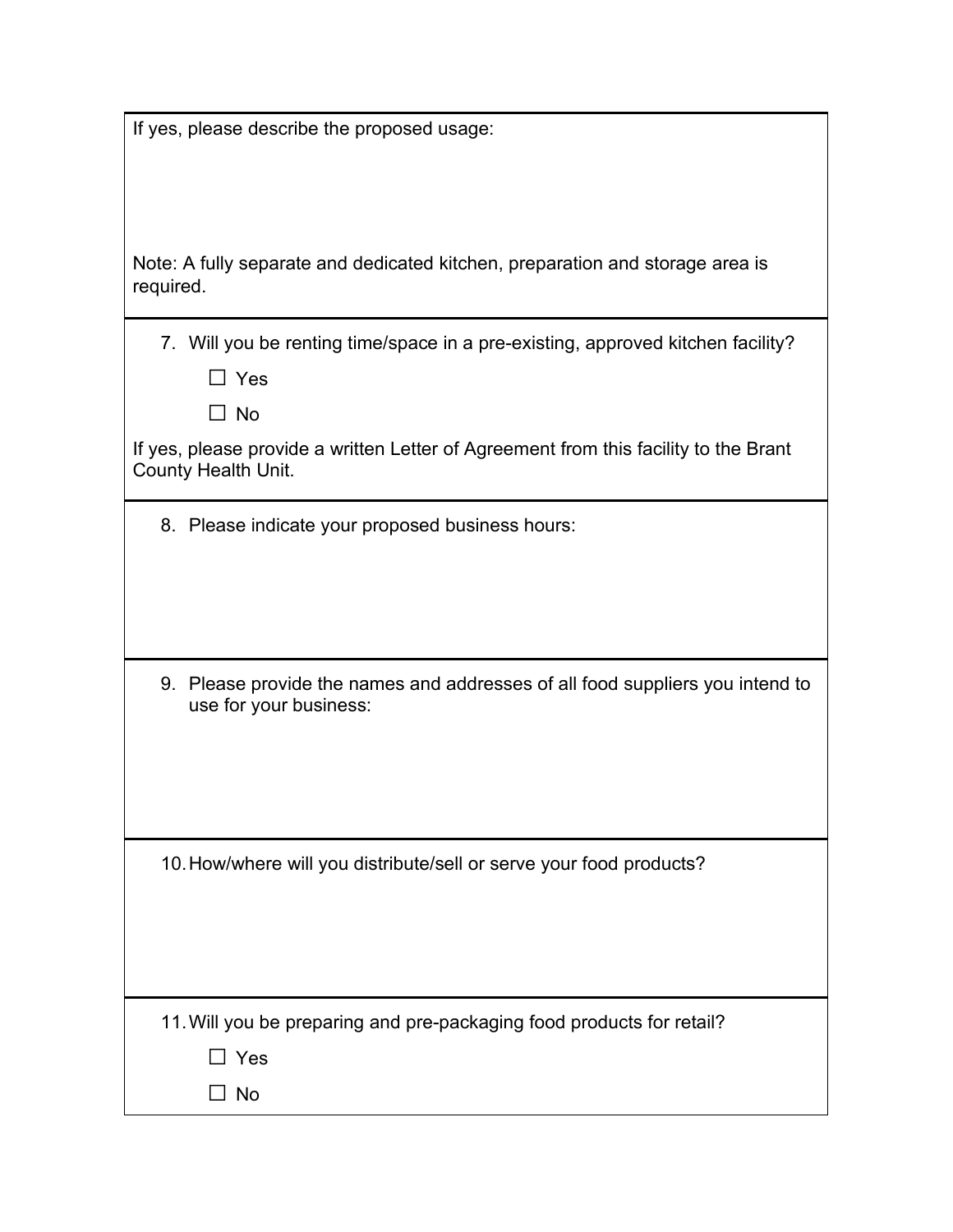If yes, please describe the proposed usage:

Note: A fully separate and dedicated kitchen, preparation and storage area is required.

7. Will you be renting time/space in a pre-existing, approved kitchen facility?

   ☐ Yes

   ☐ No

If yes, please provide a written Letter of Agreement from this facility to the Brant County Health Unit.

8. Please indicate your proposed business hours:

9. Please provide the names and addresses of all food suppliers you intend to use for your business:

10. How/where will you distribute/sell or serve your food products?

11. Will you be preparing and pre-packaging food products for retail?

    ☐ Yes

    ☐ No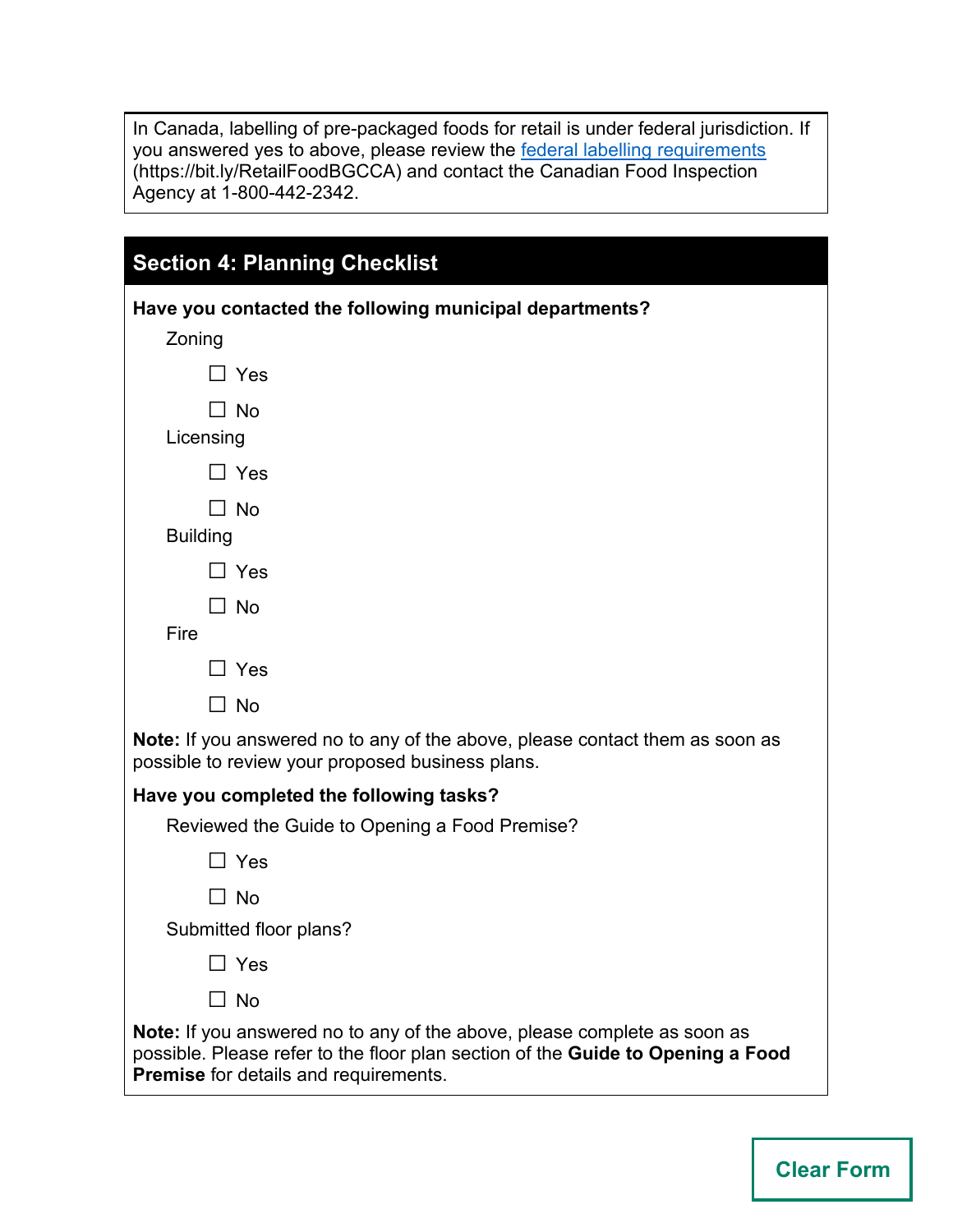In Canada, labelling of pre-packaged foods for retail is under federal jurisdiction. If you answered yes to above, please review the [federal labelling requirements](https://bit.ly/RetailFoodBGCCA) (https://bit.ly/RetailFoodBGCCA) and contact the Canadian Food Inspection Agency at 1-800-442-2342.

## Section 4: Planning Checklist

**Have you contacted the following municipal departments?**

Zoning

- ☐ Yes
- ☐ No

Licensing

- ☐ Yes
- ☐ No

Building

- ☐ Yes
- ☐ No

Fire

- ☐ Yes
- ☐ No

**Note:** If you answered no to any of the above, please contact them as soon as possible to review your proposed business plans.

**Have you completed the following tasks?**

Reviewed the Guide to Opening a Food Premise?

- ☐ Yes
- ☐ No

Submitted floor plans?

- ☐ Yes
- ☐ No

**Note:** If you answered no to any of the above, please complete as soon as possible. Please refer to the floor plan section of the **Guide to Opening a Food Premise** for details and requirements.

Clear Form